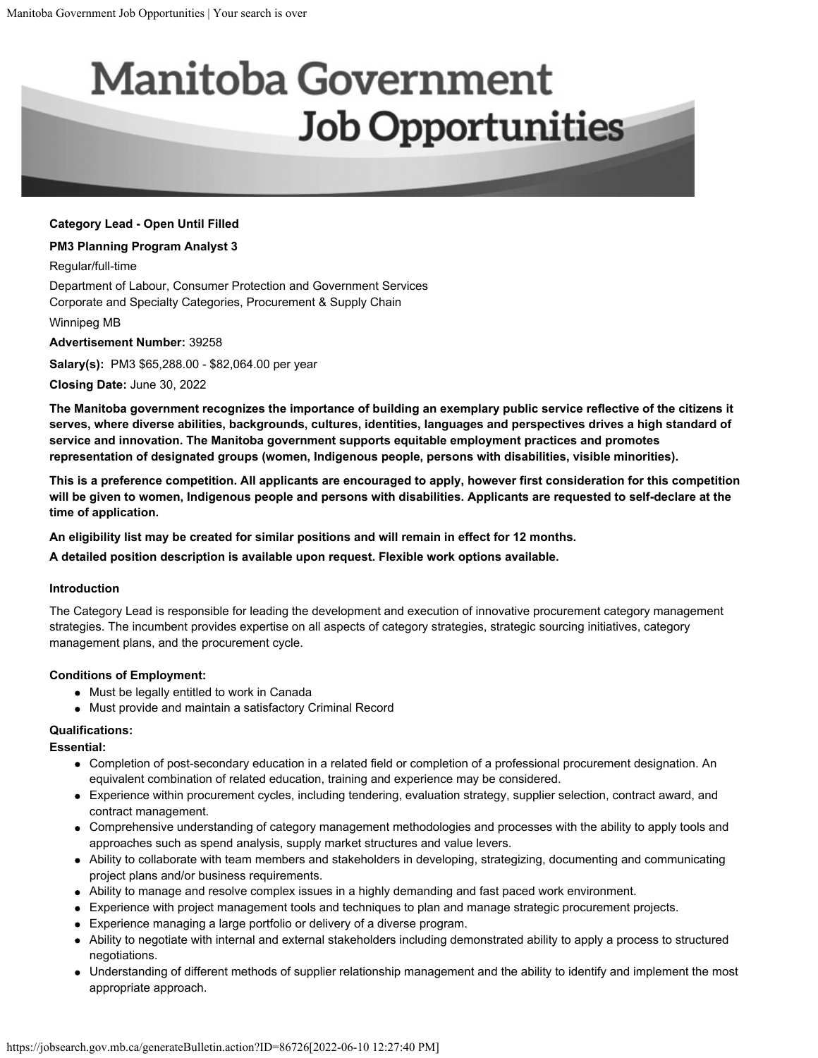# Manitoba Government Job Opportunities

**Category Lead - Open Until Filled**

**PM3 Planning Program Analyst 3**

Regular/full-time

Department of Labour, Consumer Protection and Government Services
Corporate and Specialty Categories, Procurement & Supply Chain

Winnipeg MB

**Advertisement Number:** 39258

**Salary(s):** PM3 $65,288.00 - $82,064.00 per year

**Closing Date:** June 30, 2022

**The Manitoba government recognizes the importance of building an exemplary public service reflective of the citizens it serves, where diverse abilities, backgrounds, cultures, identities, languages and perspectives drives a high standard of service and innovation. The Manitoba government supports equitable employment practices and promotes representation of designated groups (women, Indigenous people, persons with disabilities, visible minorities).**

**This is a preference competition. All applicants are encouraged to apply, however first consideration for this competition will be given to women, Indigenous people and persons with disabilities. Applicants are requested to self-declare at the time of application.**

**An eligibility list may be created for similar positions and will remain in effect for 12 months.**

**A detailed position description is available upon request. Flexible work options available.**

### Introduction

The Category Lead is responsible for leading the development and execution of innovative procurement category management strategies. The incumbent provides expertise on all aspects of category strategies, strategic sourcing initiatives, category management plans, and the procurement cycle.

### Conditions of Employment:

- Must be legally entitled to work in Canada
- Must provide and maintain a satisfactory Criminal Record

### Qualifications:

**Essential:**

- Completion of post-secondary education in a related field or completion of a professional procurement designation. An equivalent combination of related education, training and experience may be considered.
- Experience within procurement cycles, including tendering, evaluation strategy, supplier selection, contract award, and contract management.
- Comprehensive understanding of category management methodologies and processes with the ability to apply tools and approaches such as spend analysis, supply market structures and value levers.
- Ability to collaborate with team members and stakeholders in developing, strategizing, documenting and communicating project plans and/or business requirements.
- Ability to manage and resolve complex issues in a highly demanding and fast paced work environment.
- Experience with project management tools and techniques to plan and manage strategic procurement projects.
- Experience managing a large portfolio or delivery of a diverse program.
- Ability to negotiate with internal and external stakeholders including demonstrated ability to apply a process to structured negotiations.
- Understanding of different methods of supplier relationship management and the ability to identify and implement the most appropriate approach.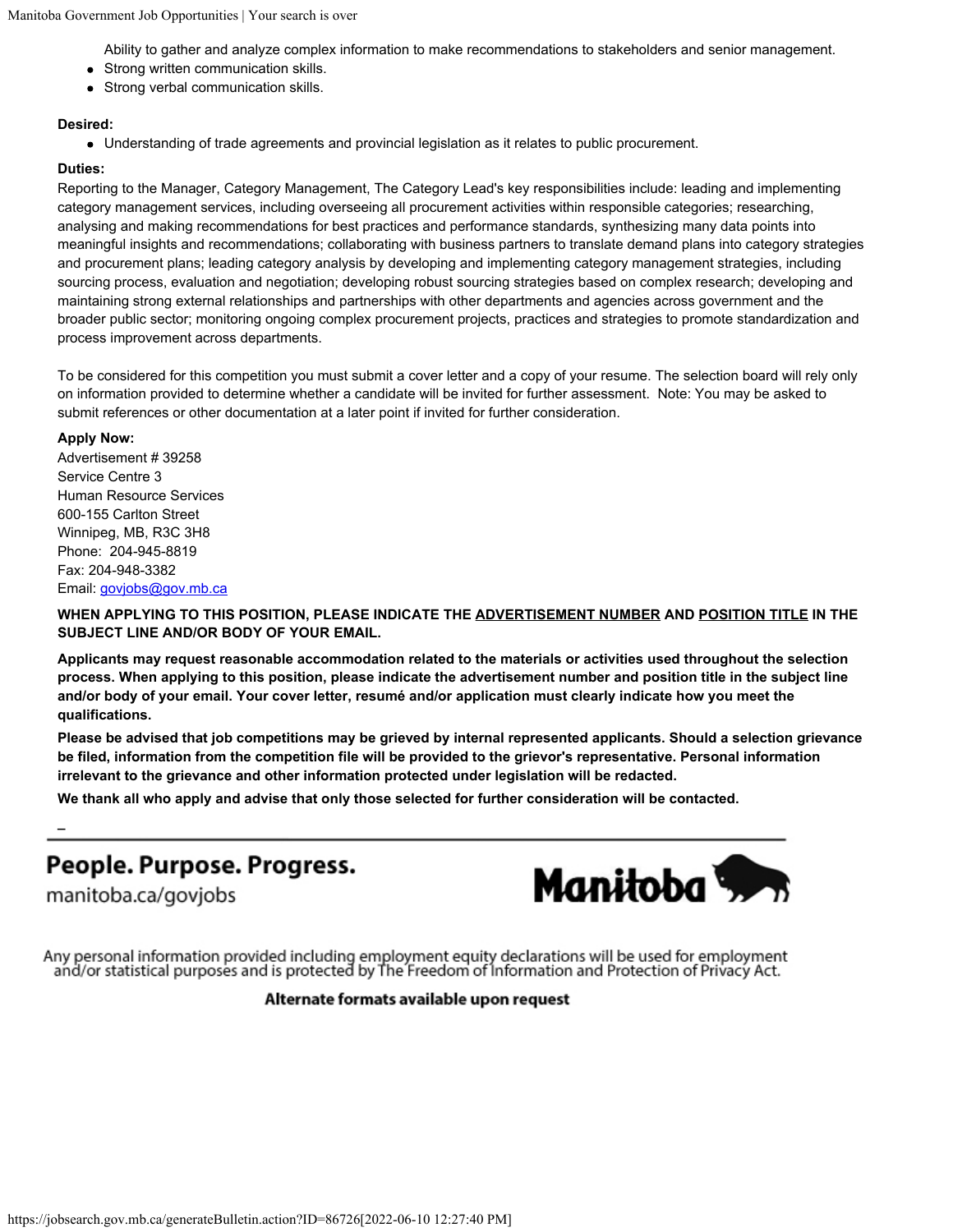- Ability to gather and analyze complex information to make recommendations to stakeholders and senior management.
- Strong written communication skills.
- Strong verbal communication skills.

**Desired:**

- Understanding of trade agreements and provincial legislation as it relates to public procurement.

**Duties:**

Reporting to the Manager, Category Management, The Category Lead's key responsibilities include: leading and implementing category management services, including overseeing all procurement activities within responsible categories; researching, analysing and making recommendations for best practices and performance standards, synthesizing many data points into meaningful insights and recommendations; collaborating with business partners to translate demand plans into category strategies and procurement plans; leading category analysis by developing and implementing category management strategies, including sourcing process, evaluation and negotiation; developing robust sourcing strategies based on complex research; developing and maintaining strong external relationships and partnerships with other departments and agencies across government and the broader public sector; monitoring ongoing complex procurement projects, practices and strategies to promote standardization and process improvement across departments.

To be considered for this competition you must submit a cover letter and a copy of your resume. The selection board will rely only on information provided to determine whether a candidate will be invited for further assessment. Note: You may be asked to submit references or other documentation at a later point if invited for further consideration.

**Apply Now:**

Advertisement # 39258
Service Centre 3
Human Resource Services
600-155 Carlton Street
Winnipeg, MB, R3C 3H8
Phone: 204-945-8819
Fax: 204-948-3382
Email: govjobs@gov.mb.ca

**WHEN APPLYING TO THIS POSITION, PLEASE INDICATE THE ADVERTISEMENT NUMBER AND POSITION TITLE IN THE SUBJECT LINE AND/OR BODY OF YOUR EMAIL.**

**Applicants may request reasonable accommodation related to the materials or activities used throughout the selection process. When applying to this position, please indicate the advertisement number and position title in the subject line and/or body of your email. Your cover letter, resumé and/or application must clearly indicate how you meet the qualifications.**

**Please be advised that job competitions may be grieved by internal represented applicants. Should a selection grievance be filed, information from the competition file will be provided to the grievor's representative. Personal information irrelevant to the grievance and other information protected under legislation will be redacted.**

**We thank all who apply and advise that only those selected for further consideration will be contacted.**

_

**People. Purpose. Progress.**
manitoba.ca/govjobs

Manitoba

Any personal information provided including employment equity declarations will be used for employment and/or statistical purposes and is protected by The Freedom of Information and Protection of Privacy Act.

**Alternate formats available upon request**